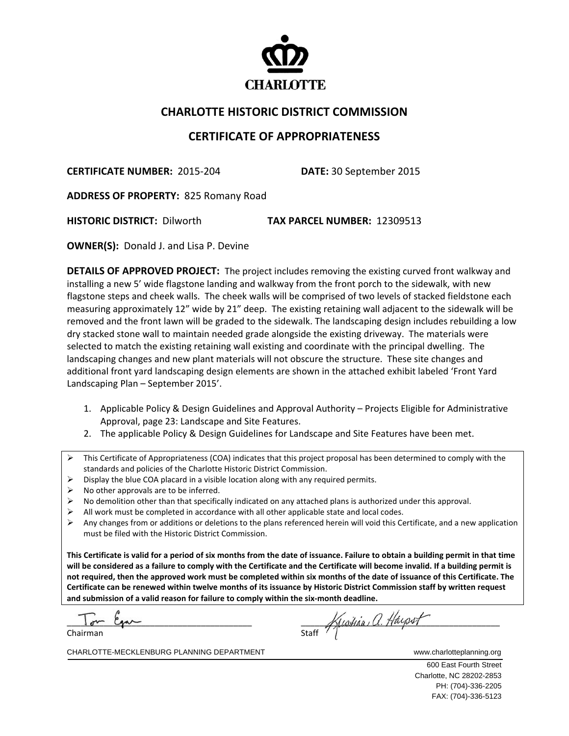CHARLOTTE

## CHARLOTTE HISTORIC DISTRICT COMMISSION

## CERTIFICATE OF APPROPRIATENESS

**CERTIFICATE NUMBER:** 2015-204 **DATE:** 30 September 2015

**ADDRESS OF PROPERTY:** 825 Romany Road

**HISTORIC DISTRICT:** Dilworth **TAX PARCEL NUMBER:** 12309513

**OWNER(S):** Donald J. and Lisa P. Devine

**DETAILS OF APPROVED PROJECT:** The project includes removing the existing curved front walkway and installing a new 5' wide flagstone landing and walkway from the front porch to the sidewalk, with new flagstone steps and cheek walls. The cheek walls will be comprised of two levels of stacked fieldstone each measuring approximately 12" wide by 21" deep. The existing retaining wall adjacent to the sidewalk will be removed and the front lawn will be graded to the sidewalk. The landscaping design includes rebuilding a low dry stacked stone wall to maintain needed grade alongside the existing driveway. The materials were selected to match the existing retaining wall existing and coordinate with the principal dwelling. The landscaping changes and new plant materials will not obscure the structure. These site changes and additional front yard landscaping design elements are shown in the attached exhibit labeled 'Front Yard Landscaping Plan – September 2015'.

1. Applicable Policy & Design Guidelines and Approval Authority – Projects Eligible for Administrative Approval, page 23: Landscape and Site Features.
2. The applicable Policy & Design Guidelines for Landscape and Site Features have been met.

- This Certificate of Appropriateness (COA) indicates that this project proposal has been determined to comply with the standards and policies of the Charlotte Historic District Commission.
- Display the blue COA placard in a visible location along with any required permits.
- No other approvals are to be inferred.
- No demolition other than that specifically indicated on any attached plans is authorized under this approval.
- All work must be completed in accordance with all other applicable state and local codes.
- Any changes from or additions or deletions to the plans referenced herein will void this Certificate, and a new application must be filed with the Historic District Commission.

**This Certificate is valid for a period of six months from the date of issuance. Failure to obtain a building permit in that time will be considered as a failure to comply with the Certificate and the Certificate will become invalid. If a building permit is not required, then the approved work must be completed within six months of the date of issuance of this Certificate. The Certificate can be renewed within twelve months of its issuance by Historic District Commission staff by written request and submission of a valid reason for failure to comply within the six-month deadline.**

Tom Egan
Chairman

Kristina A. Harpst
Staff

CHARLOTTE-MECKLENBURG PLANNING DEPARTMENT www.charlotteplanning.org

600 East Fourth Street
Charlotte, NC 28202-2853
PH: (704)-336-2205
FAX: (704)-336-5123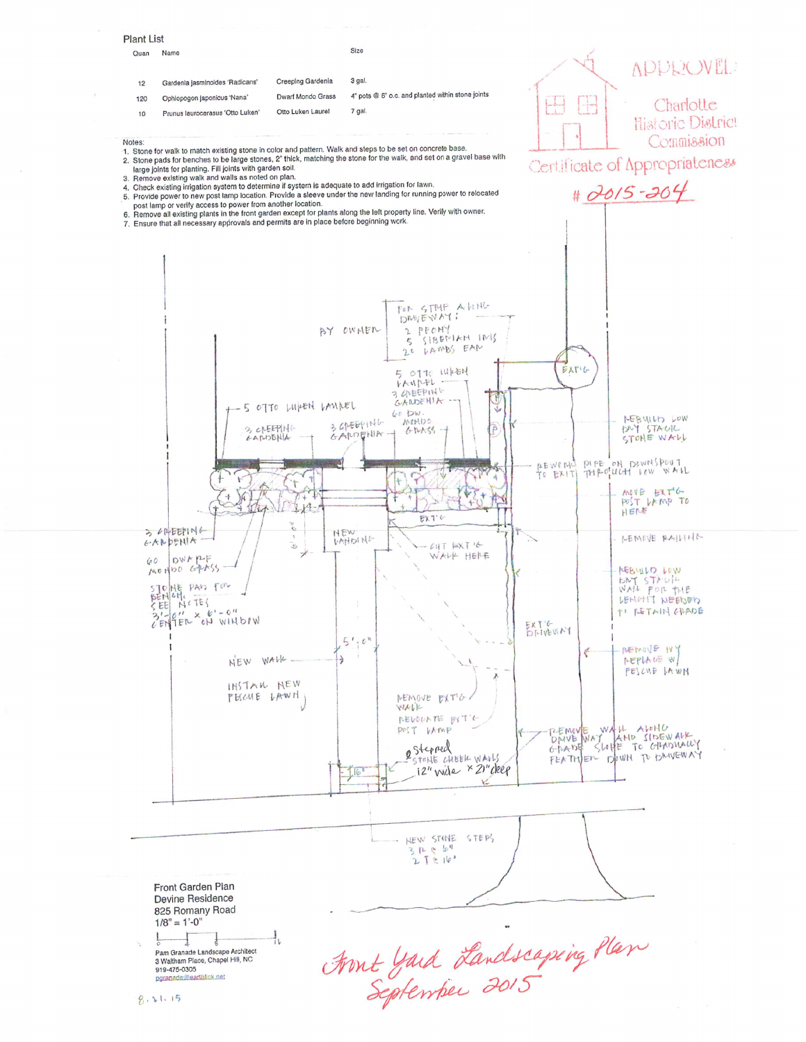## Plant List

| Quan | Name | | Size |
|---|---|---|---|
| 12 | Gardenia jasminoides 'Radicans' | Creeping Gardenia | 3 gal. |
| 120 | Ophiopogon japonicus 'Nana' | Dwarf Mondo Grass | 4" pots @ 6" o.c. and planted within stone joints |
| 10 | Prunus laurocerasus 'Otto Luken' | Otto Luken Laurel | 7 gal. |

APPROVED
Charlotte Historic District Commission
Certificate of Appropriateness
# 2015-204

Notes:

1. Stone for walk to match existing stone in color and pattern. Walk and steps to be set on concrete base.
2. Stone pads for benches to be large stones, 2" thick, matching the stone for the walk, and set on a gravel base with large joints for planting. Fill joints with garden soil.
3. Remove existing walk and walls as noted on plan.
4. Check existing irrigation system to determine if system is adequate to add irrigation for lawn.
5. Provide power to new post lamp location. Provide a sleeve under the new landing for running power to relocated post lamp or verify access to power from another location.
6. Remove all existing plants in the front garden except for plants along the left property line. Verify with owner.
7. Ensure that all necessary approvals and permits are in place before beginning work.

BY OWNER

FOR STRIP ALONG DRIVEWAY:
2 PEONY
5 SIBERIAN IRIS
20 LAMBS EAR

5 OTTO LUKEN LAUREL
3 CREEPING GARDENIA
60 DW. MONDO GRASS

5 OTTO LUKEN LAUREL

3 CREEPING GARDENIA

3 CREEPING GARDENIA

EXT'G

REBUILD LOW DRY STACK STONE WALL

REWORK PIPE ON DOWNSPOUT TO EXIT THROUGH LOW WALL

MOVE EXT'G POST LAMP TO HERE

REMOVE RAILING

3 CREEPING GARDENIA

60 DWARF MONDO GRASS

STONE PAD FOR BENCH; SEE NOTES 3'-6" x 6'-0" CENTER ON WINDOW

6'-0"

NEW LANDING

EXT'G

CUT EXT'G WALL HERE

REBUILD LOW DRY STACK WALL FOR THE LENGTH NEEDED TO RETAIN GRADE

EXT'G DRIVEWAY

5'-0"

NEW WALK

INSTALL NEW FESCUE LAWN

REMOVE IVY REPLACE W/ FESCUE LAWN

REMOVE EXT'G WALK

RELOCATE EXT'G POST LAMP

REMOVE WALL ALONG DRIVEWAY AND SIDEWALK GRADE SLOPE TO GRADUALLY FEATHER DOWN TO DRIVEWAY

2 Stepped STONE CHEEK WALLS 12" wide x 21" deep

16"

NEW STONE STEPS
3 R @ 6"
2 T @ 16"

Front Garden Plan
Devine Residence
825 Romany Road
1/8" = 1'-0"

0 4 8 16

Pam Granade Landscape Architect
3 Waltham Place, Chapel Hill, NC
919-475-0305
pgranade@earthlink.net

8.21.15

Front Yard Landscaping Plan
September 2015